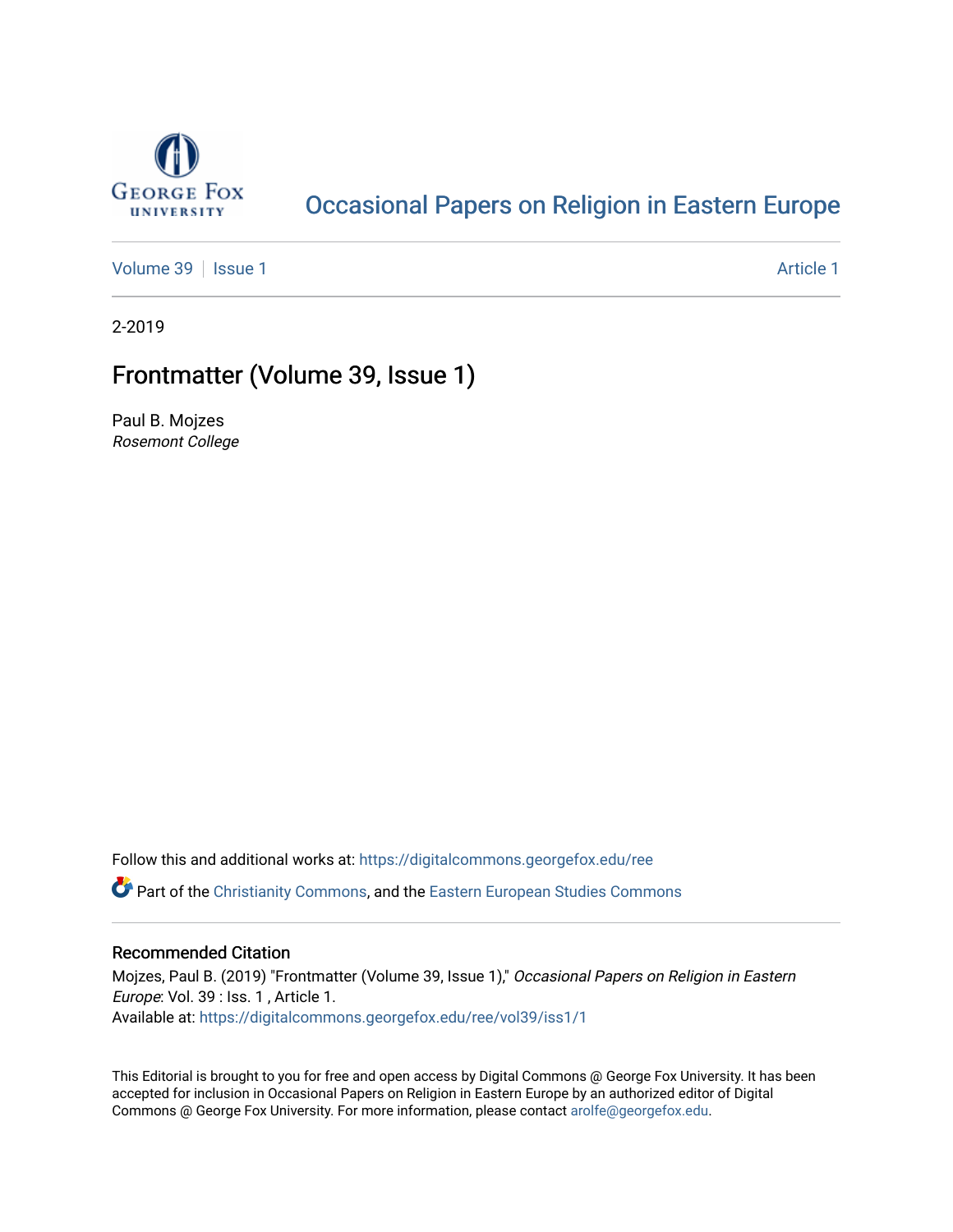George Fox University

Occasional Papers on Religion in Eastern Europe

Volume 39 | Issue 1 — Article 1

2-2019

# Frontmatter (Volume 39, Issue 1)

Paul B. Mojzes
*Rosemont College*

Follow this and additional works at: https://digitalcommons.georgefox.edu/ree

Part of the Christianity Commons, and the Eastern European Studies Commons

## Recommended Citation

Mojzes, Paul B. (2019) "Frontmatter (Volume 39, Issue 1)," *Occasional Papers on Religion in Eastern Europe*: Vol. 39 : Iss. 1 , Article 1.
Available at: https://digitalcommons.georgefox.edu/ree/vol39/iss1/1

This Editorial is brought to you for free and open access by Digital Commons @ George Fox University. It has been accepted for inclusion in Occasional Papers on Religion in Eastern Europe by an authorized editor of Digital Commons @ George Fox University. For more information, please contact arolfe@georgefox.edu.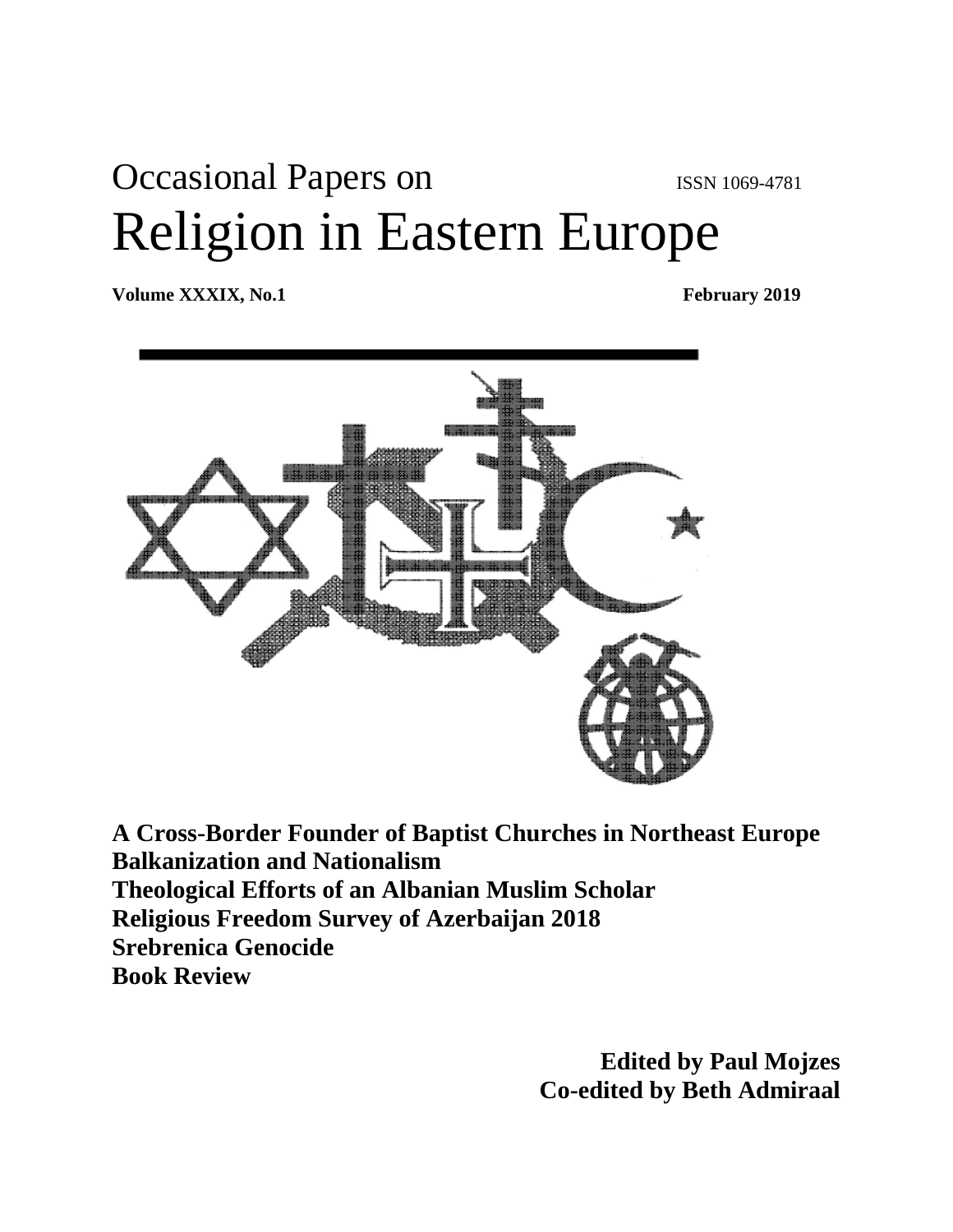# Occasional Papers on Religion in Eastern Europe

ISSN 1069-4781

**Volume XXXIX, No.1** **February 2019**

**A Cross-Border Founder of Baptist Churches in Northeast Europe**
**Balkanization and Nationalism**
**Theological Efforts of an Albanian Muslim Scholar**
**Religious Freedom Survey of Azerbaijan 2018**
**Srebrenica Genocide**
**Book Review**

**Edited by Paul Mojzes**
**Co-edited by Beth Admiraal**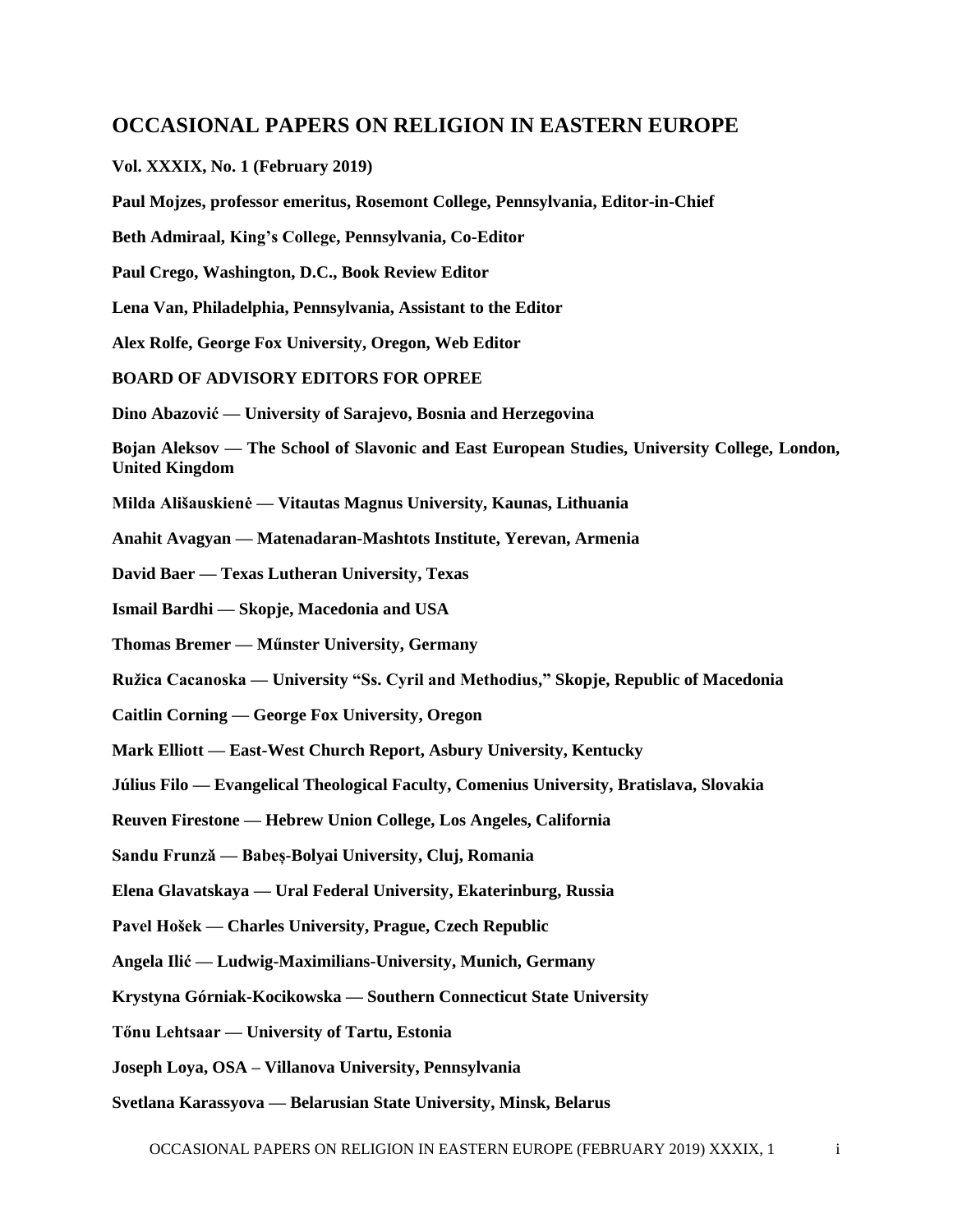# OCCASIONAL PAPERS ON RELIGION IN EASTERN EUROPE

**Vol. XXXIX, No. 1 (February 2019)**

**Paul Mojzes, professor emeritus, Rosemont College, Pennsylvania, Editor-in-Chief**

**Beth Admiraal, King's College, Pennsylvania, Co-Editor**

**Paul Crego, Washington, D.C., Book Review Editor**

**Lena Van, Philadelphia, Pennsylvania, Assistant to the Editor**

**Alex Rolfe, George Fox University, Oregon, Web Editor**

**BOARD OF ADVISORY EDITORS FOR OPREE**

**Dino Abazović — University of Sarajevo, Bosnia and Herzegovina**

**Bojan Aleksov — The School of Slavonic and East European Studies, University College, London, United Kingdom**

**Milda Ališauskienė — Vitautas Magnus University, Kaunas, Lithuania**

**Anahit Avagyan — Matenadaran-Mashtots Institute, Yerevan, Armenia**

**David Baer — Texas Lutheran University, Texas**

**Ismail Bardhi — Skopje, Macedonia and USA**

**Thomas Bremer — Műnster University, Germany**

**Ružica Cacanoska — University "Ss. Cyril and Methodius," Skopje, Republic of Macedonia**

**Caitlin Corning — George Fox University, Oregon**

**Mark Elliott — East-West Church Report, Asbury University, Kentucky**

**Július Filo — Evangelical Theological Faculty, Comenius University, Bratislava, Slovakia**

**Reuven Firestone — Hebrew Union College, Los Angeles, California**

**Sandu Frunză — Babeș-Bolyai University, Cluj, Romania**

**Elena Glavatskaya — Ural Federal University, Ekaterinburg, Russia**

**Pavel Hošek — Charles University, Prague, Czech Republic**

**Angela Ilić — Ludwig-Maximilians-University, Munich, Germany**

**Krystyna Górniak-Kocikowska — Southern Connecticut State University**

**Tőnu Lehtsaar — University of Tartu, Estonia**

**Joseph Loya, OSA – Villanova University, Pennsylvania**

**Svetlana Karassyova — Belarusian State University, Minsk, Belarus**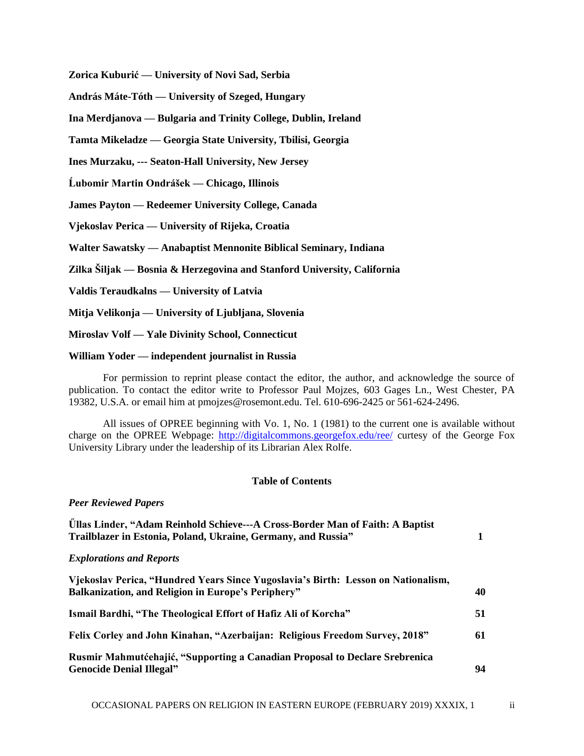**Zorica Kuburić — University of Novi Sad, Serbia**

**András Máte-Tóth — University of Szeged, Hungary**

**Ina Merdjanova — Bulgaria and Trinity College, Dublin, Ireland**

**Tamta Mikeladze — Georgia State University, Tbilisi, Georgia**

**Ines Murzaku, --- Seaton-Hall University, New Jersey**

**Ĺubomir Martin Ondrášek — Chicago, Illinois**

**James Payton — Redeemer University College, Canada**

**Vjekoslav Perica — University of Rijeka, Croatia**

**Walter Sawatsky — Anabaptist Mennonite Biblical Seminary, Indiana**

**Zilka Šiljak — Bosnia & Herzegovina and Stanford University, California**

**Valdis Teraudkalns — University of Latvia**

**Mitja Velikonja — University of Ljubljana, Slovenia**

**Miroslav Volf — Yale Divinity School, Connecticut**

**William Yoder — independent journalist in Russia**

For permission to reprint please contact the editor, the author, and acknowledge the source of publication. To contact the editor write to Professor Paul Mojzes, 603 Gages Ln., West Chester, PA 19382, U.S.A. or email him at pmojzes@rosemont.edu. Tel. 610-696-2425 or 561-624-2496.

All issues of OPREE beginning with Vo. 1, No. 1 (1981) to the current one is available without charge on the OPREE Webpage: http://digitalcommons.georgefox.edu/ree/ curtesy of the George Fox University Library under the leadership of its Librarian Alex Rolfe.

**Table of Contents**

***Peer Reviewed Papers***

**Űllas Linder, "Adam Reinhold Schieve---A Cross-Border Man of Faith: A Baptist Trailblazer in Estonia, Poland, Ukraine, Germany, and Russia"** **1**

***Explorations and Reports***

**Vjekoslav Perica, "Hundred Years Since Yugoslavia's Birth: Lesson on Nationalism, Balkanization, and Religion in Europe's Periphery"** **40**

**Ismail Bardhi, "The Theological Effort of Hafiz Ali of Korcha"** **51**

**Felix Corley and John Kinahan, "Azerbaijan: Religious Freedom Survey, 2018"** **61**

**Rusmir Mahmutćehajić, "Supporting a Canadian Proposal to Declare Srebrenica Genocide Denial Illegal"** **94**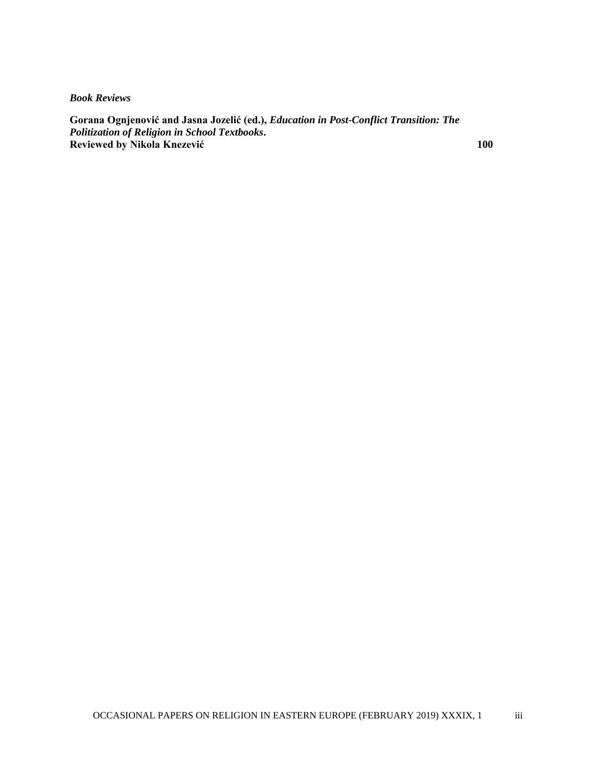***Book Reviews***

**Gorana Ognjenović and Jasna Jozelić (ed.), *Education in Post-Conflict Transition: The Politization of Religion in School Textbooks*.**
**Reviewed by Nikola Knezević** **100**